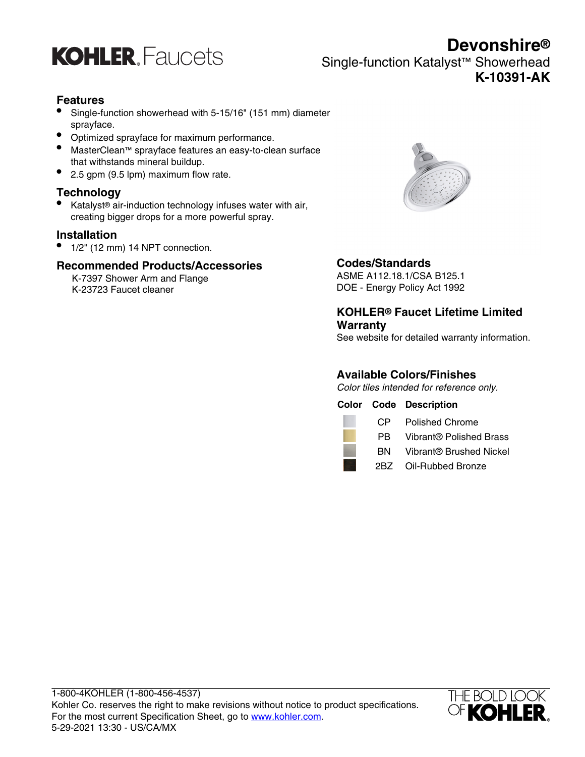KOHLER. Faucets

# Devonshire®

## Single-function Katalyst™ Showerhead

## K-10391-AK

### Features

- Single-function showerhead with 5-15/16" (151 mm) diameter sprayface.
- Optimized sprayface for maximum performance.
- MasterClean™ sprayface features an easy-to-clean surface that withstands mineral buildup.
- 2.5 gpm (9.5 lpm) maximum flow rate.

### Technology

- Katalyst® air-induction technology infuses water with air, creating bigger drops for a more powerful spray.

### Installation

- 1/2" (12 mm) 14 NPT connection.

### Recommended Products/Accessories

K-7397 Shower Arm and Flange
K-23723 Faucet cleaner

### Codes/Standards

ASME A112.18.1/CSA B125.1
DOE - Energy Policy Act 1992

### KOHLER® Faucet Lifetime Limited Warranty

See website for detailed warranty information.

### Available Colors/Finishes

*Color tiles intended for reference only.*

| Color | Code | Description |
| --- | --- | --- |
| | CP | Polished Chrome |
| | PB | Vibrant® Polished Brass |
| | BN | Vibrant® Brushed Nickel |
| | 2BZ | Oil-Rubbed Bronze |

1-800-4KOHLER (1-800-456-4537)
Kohler Co. reserves the right to make revisions without notice to product specifications.
For the most current Specification Sheet, go to www.kohler.com.
5-29-2021 13:30 - US/CA/MX

THE BOLD LOOK OF KOHLER.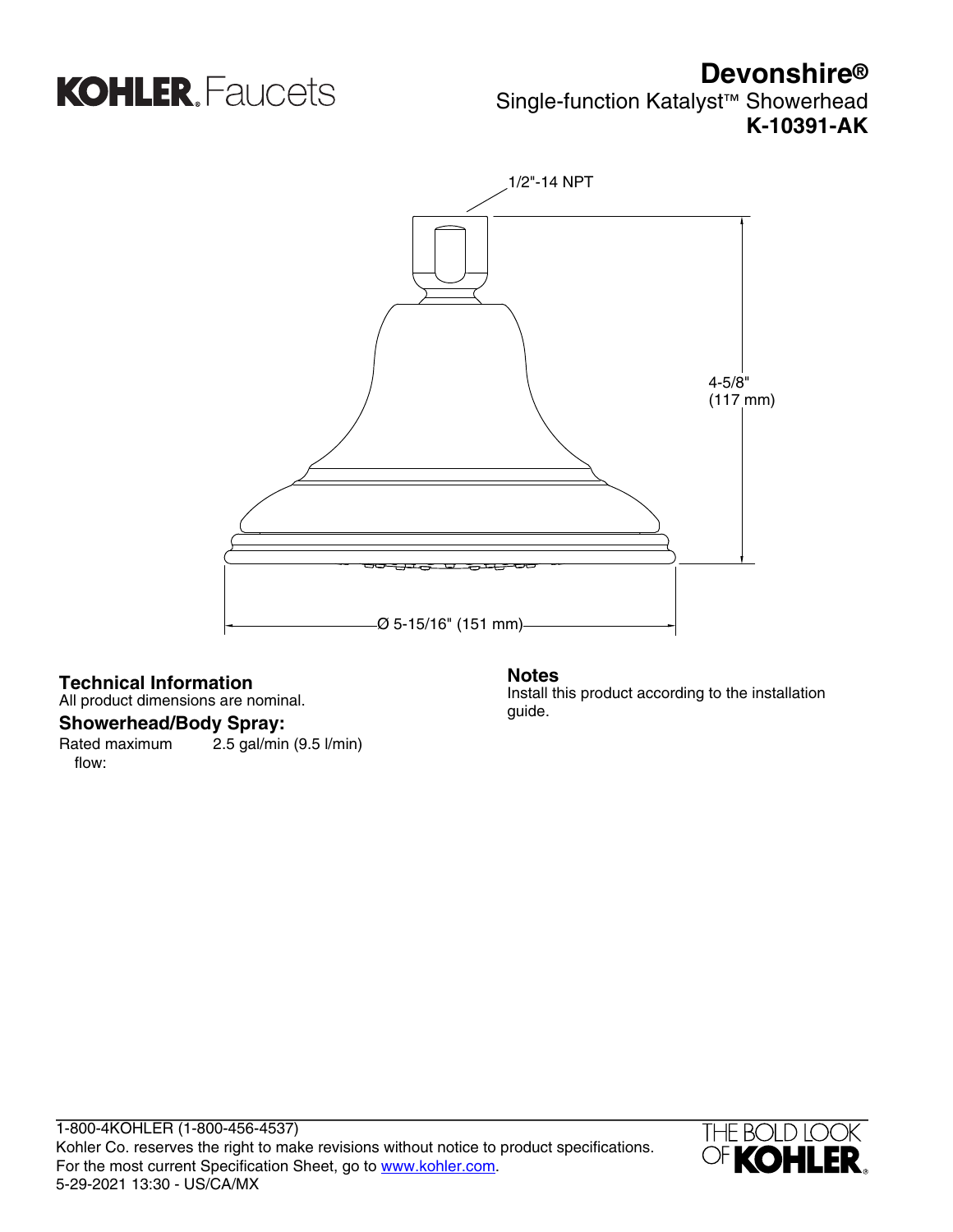KOHLER. Faucets

# Devonshire®

Single-function Katalyst™ Showerhead

**K-10391-AK**

1/2"-14 NPT

4-5/8" (117 mm)

Ø 5-15/16" (151 mm)

## Technical Information

All product dimensions are nominal.

### Showerhead/Body Spray:

| | |
|---|---|
| Rated maximum flow: | 2.5 gal/min (9.5 l/min) |

## Notes

Install this product according to the installation guide.

1-800-4KOHLER (1-800-456-4537)
Kohler Co. reserves the right to make revisions without notice to product specifications.
For the most current Specification Sheet, go to www.kohler.com.
5-29-2021 13:30 - US/CA/MX

THE BOLD LOOK OF KOHLER.